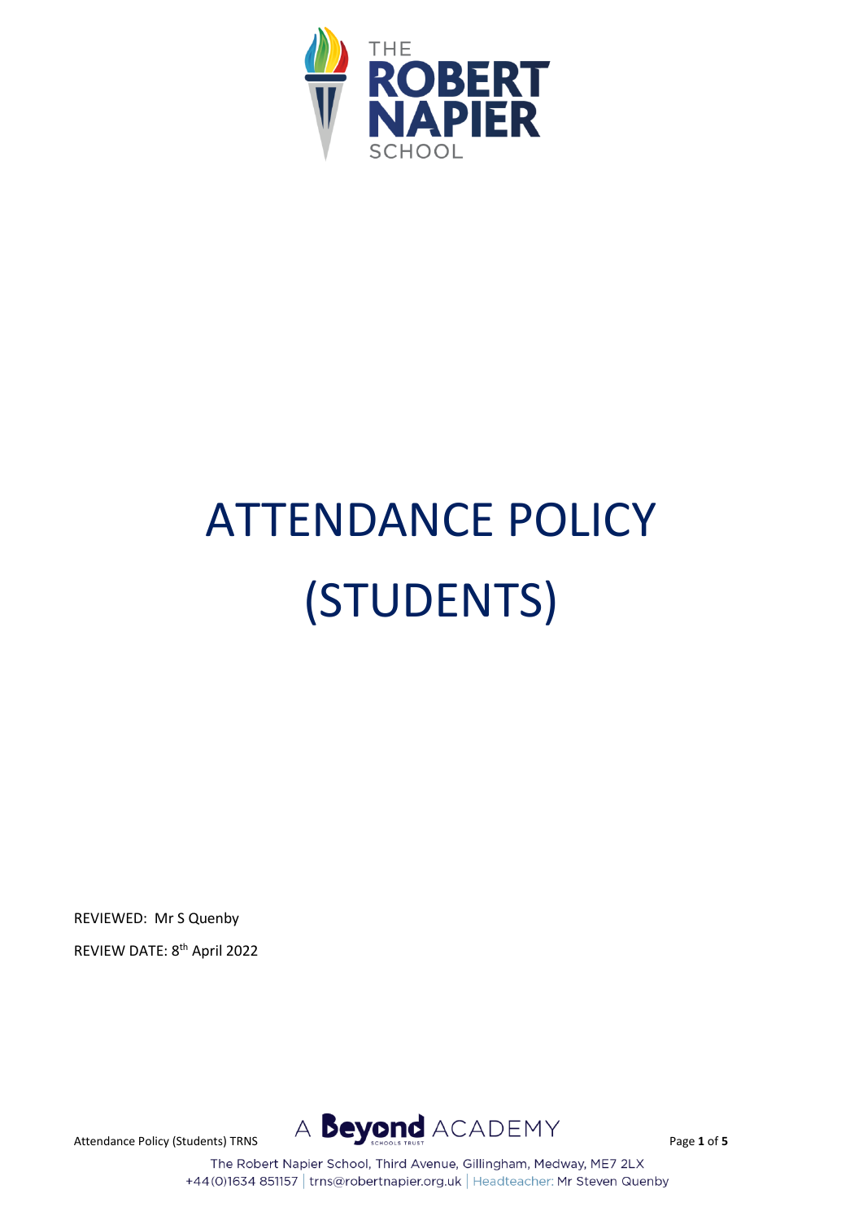# ATTENDANCE POLICY (STUDENTS)

REVIEWED: Mr S Quenby

REVIEW DATE: 8th April 2022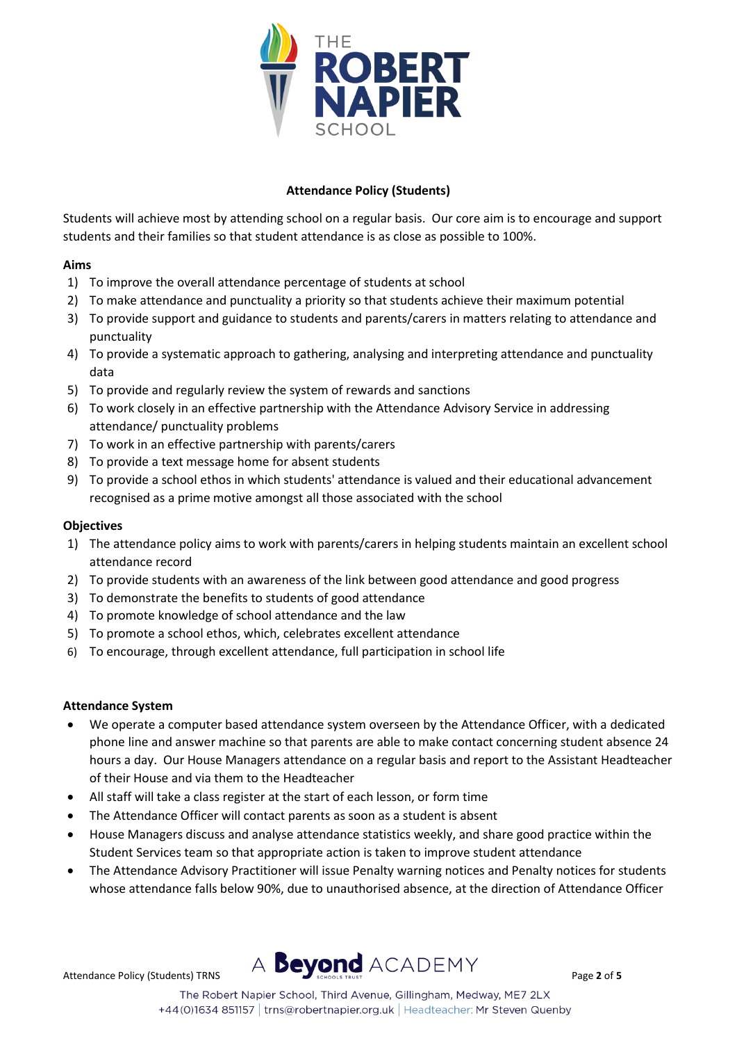## Attendance Policy (Students)

Students will achieve most by attending school on a regular basis. Our core aim is to encourage and support students and their families so that student attendance is as close as possible to 100%.

### Aims

1) To improve the overall attendance percentage of students at school
2) To make attendance and punctuality a priority so that students achieve their maximum potential
3) To provide support and guidance to students and parents/carers in matters relating to attendance and punctuality
4) To provide a systematic approach to gathering, analysing and interpreting attendance and punctuality data
5) To provide and regularly review the system of rewards and sanctions
6) To work closely in an effective partnership with the Attendance Advisory Service in addressing attendance/ punctuality problems
7) To work in an effective partnership with parents/carers
8) To provide a text message home for absent students
9) To provide a school ethos in which students' attendance is valued and their educational advancement recognised as a prime motive amongst all those associated with the school

### Objectives

1) The attendance policy aims to work with parents/carers in helping students maintain an excellent school attendance record
2) To provide students with an awareness of the link between good attendance and good progress
3) To demonstrate the benefits to students of good attendance
4) To promote knowledge of school attendance and the law
5) To promote a school ethos, which, celebrates excellent attendance
6) To encourage, through excellent attendance, full participation in school life

### Attendance System

- We operate a computer based attendance system overseen by the Attendance Officer, with a dedicated phone line and answer machine so that parents are able to make contact concerning student absence 24 hours a day. Our House Managers attendance on a regular basis and report to the Assistant Headteacher of their House and via them to the Headteacher
- All staff will take a class register at the start of each lesson, or form time
- The Attendance Officer will contact parents as soon as a student is absent
- House Managers discuss and analyse attendance statistics weekly, and share good practice within the Student Services team so that appropriate action is taken to improve student attendance
- The Attendance Advisory Practitioner will issue Penalty warning notices and Penalty notices for students whose attendance falls below 90%, due to unauthorised absence, at the direction of Attendance Officer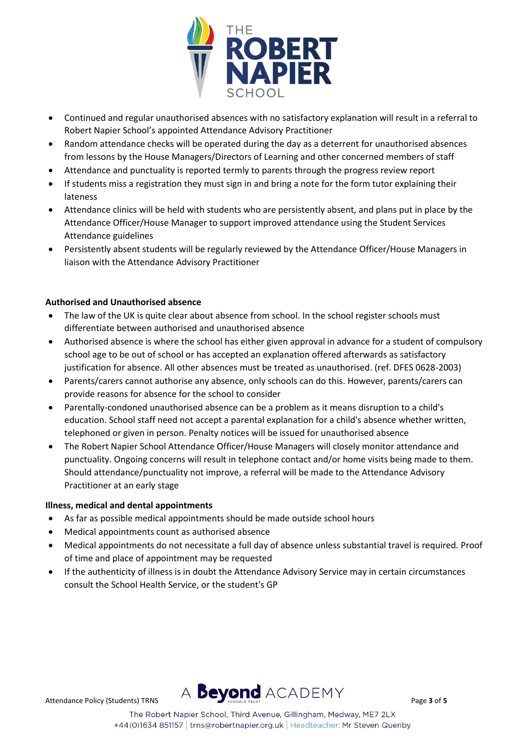- Continued and regular unauthorised absences with no satisfactory explanation will result in a referral to Robert Napier School's appointed Attendance Advisory Practitioner
- Random attendance checks will be operated during the day as a deterrent for unauthorised absences from lessons by the House Managers/Directors of Learning and other concerned members of staff
- Attendance and punctuality is reported termly to parents through the progress review report
- If students miss a registration they must sign in and bring a note for the form tutor explaining their lateness
- Attendance clinics will be held with students who are persistently absent, and plans put in place by the Attendance Officer/House Manager to support improved attendance using the Student Services Attendance guidelines
- Persistently absent students will be regularly reviewed by the Attendance Officer/House Managers in liaison with the Attendance Advisory Practitioner

**Authorised and Unauthorised absence**

- The law of the UK is quite clear about absence from school. In the school register schools must differentiate between authorised and unauthorised absence
- Authorised absence is where the school has either given approval in advance for a student of compulsory school age to be out of school or has accepted an explanation offered afterwards as satisfactory justification for absence. All other absences must be treated as unauthorised. (ref. DFES 0628-2003)
- Parents/carers cannot authorise any absence, only schools can do this. However, parents/carers can provide reasons for absence for the school to consider
- Parentally-condoned unauthorised absence can be a problem as it means disruption to a child's education. School staff need not accept a parental explanation for a child's absence whether written, telephoned or given in person. Penalty notices will be issued for unauthorised absence
- The Robert Napier School Attendance Officer/House Managers will closely monitor attendance and punctuality. Ongoing concerns will result in telephone contact and/or home visits being made to them. Should attendance/punctuality not improve, a referral will be made to the Attendance Advisory Practitioner at an early stage

**Illness, medical and dental appointments**

- As far as possible medical appointments should be made outside school hours
- Medical appointments count as authorised absence
- Medical appointments do not necessitate a full day of absence unless substantial travel is required. Proof of time and place of appointment may be requested
- If the authenticity of illness is in doubt the Attendance Advisory Service may in certain circumstances consult the School Health Service, or the student's GP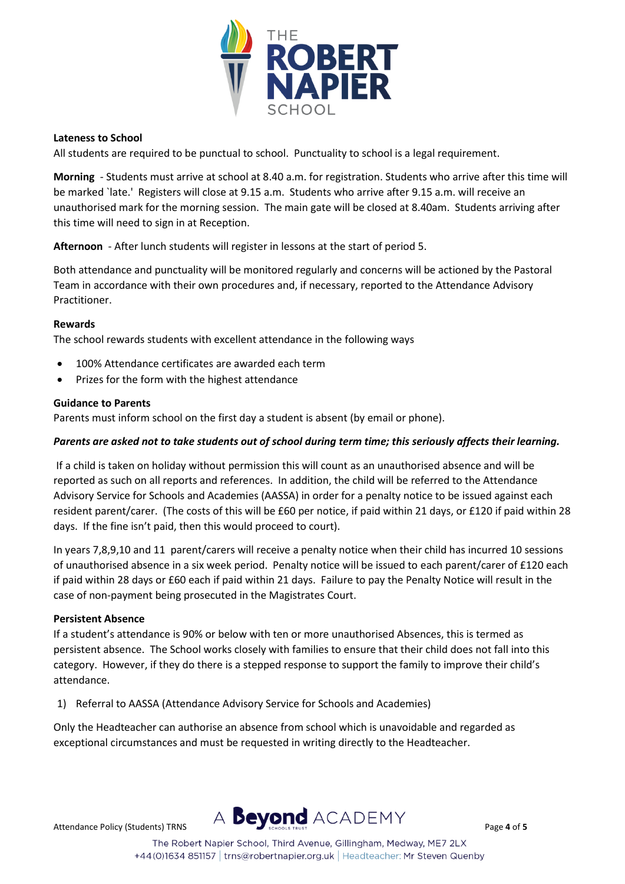**Lateness to School**

All students are required to be punctual to school. Punctuality to school is a legal requirement.

**Morning** - Students must arrive at school at 8.40 a.m. for registration. Students who arrive after this time will be marked `late.' Registers will close at 9.15 a.m. Students who arrive after 9.15 a.m. will receive an unauthorised mark for the morning session. The main gate will be closed at 8.40am. Students arriving after this time will need to sign in at Reception.

**Afternoon** - After lunch students will register in lessons at the start of period 5.

Both attendance and punctuality will be monitored regularly and concerns will be actioned by the Pastoral Team in accordance with their own procedures and, if necessary, reported to the Attendance Advisory Practitioner.

**Rewards**

The school rewards students with excellent attendance in the following ways

- 100% Attendance certificates are awarded each term
- Prizes for the form with the highest attendance

**Guidance to Parents**

Parents must inform school on the first day a student is absent (by email or phone).

***Parents are asked not to take students out of school during term time; this seriously affects their learning.***

If a child is taken on holiday without permission this will count as an unauthorised absence and will be reported as such on all reports and references. In addition, the child will be referred to the Attendance Advisory Service for Schools and Academies (AASSA) in order for a penalty notice to be issued against each resident parent/carer. (The costs of this will be £60 per notice, if paid within 21 days, or £120 if paid within 28 days. If the fine isn't paid, then this would proceed to court).

In years 7,8,9,10 and 11 parent/carers will receive a penalty notice when their child has incurred 10 sessions of unauthorised absence in a six week period. Penalty notice will be issued to each parent/carer of £120 each if paid within 28 days or £60 each if paid within 21 days. Failure to pay the Penalty Notice will result in the case of non-payment being prosecuted in the Magistrates Court.

**Persistent Absence**

If a student's attendance is 90% or below with ten or more unauthorised Absences, this is termed as persistent absence. The School works closely with families to ensure that their child does not fall into this category. However, if they do there is a stepped response to support the family to improve their child's attendance.

1) Referral to AASSA (Attendance Advisory Service for Schools and Academies)

Only the Headteacher can authorise an absence from school which is unavoidable and regarded as exceptional circumstances and must be requested in writing directly to the Headteacher.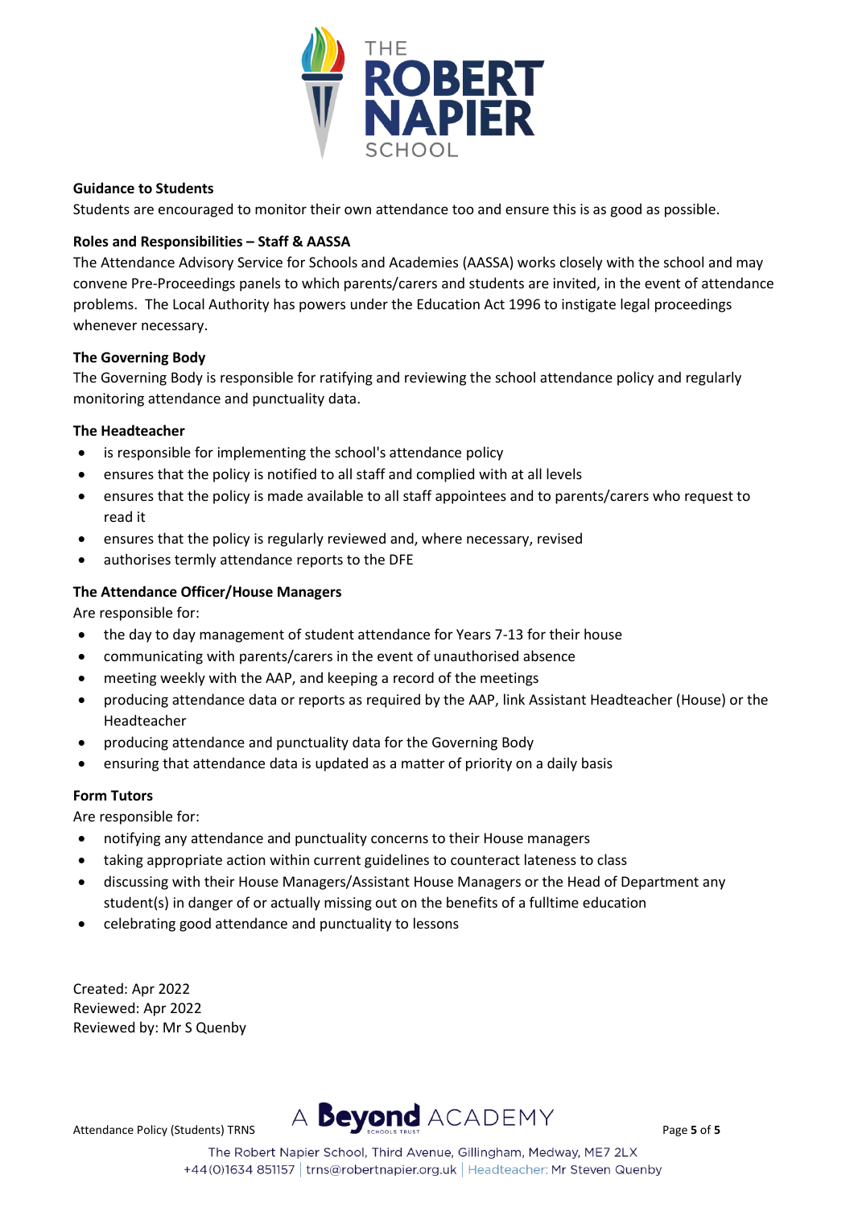**Guidance to Students**

Students are encouraged to monitor their own attendance too and ensure this is as good as possible.

**Roles and Responsibilities – Staff & AASSA**

The Attendance Advisory Service for Schools and Academies (AASSA) works closely with the school and may convene Pre-Proceedings panels to which parents/carers and students are invited, in the event of attendance problems. The Local Authority has powers under the Education Act 1996 to instigate legal proceedings whenever necessary.

**The Governing Body**

The Governing Body is responsible for ratifying and reviewing the school attendance policy and regularly monitoring attendance and punctuality data.

**The Headteacher**

- is responsible for implementing the school's attendance policy
- ensures that the policy is notified to all staff and complied with at all levels
- ensures that the policy is made available to all staff appointees and to parents/carers who request to read it
- ensures that the policy is regularly reviewed and, where necessary, revised
- authorises termly attendance reports to the DFE

**The Attendance Officer/House Managers**

Are responsible for:

- the day to day management of student attendance for Years 7-13 for their house
- communicating with parents/carers in the event of unauthorised absence
- meeting weekly with the AAP, and keeping a record of the meetings
- producing attendance data or reports as required by the AAP, link Assistant Headteacher (House) or the Headteacher
- producing attendance and punctuality data for the Governing Body
- ensuring that attendance data is updated as a matter of priority on a daily basis

**Form Tutors**

Are responsible for:

- notifying any attendance and punctuality concerns to their House managers
- taking appropriate action within current guidelines to counteract lateness to class
- discussing with their House Managers/Assistant House Managers or the Head of Department any student(s) in danger of or actually missing out on the benefits of a fulltime education
- celebrating good attendance and punctuality to lessons

Created: Apr 2022
Reviewed: Apr 2022
Reviewed by: Mr S Quenby